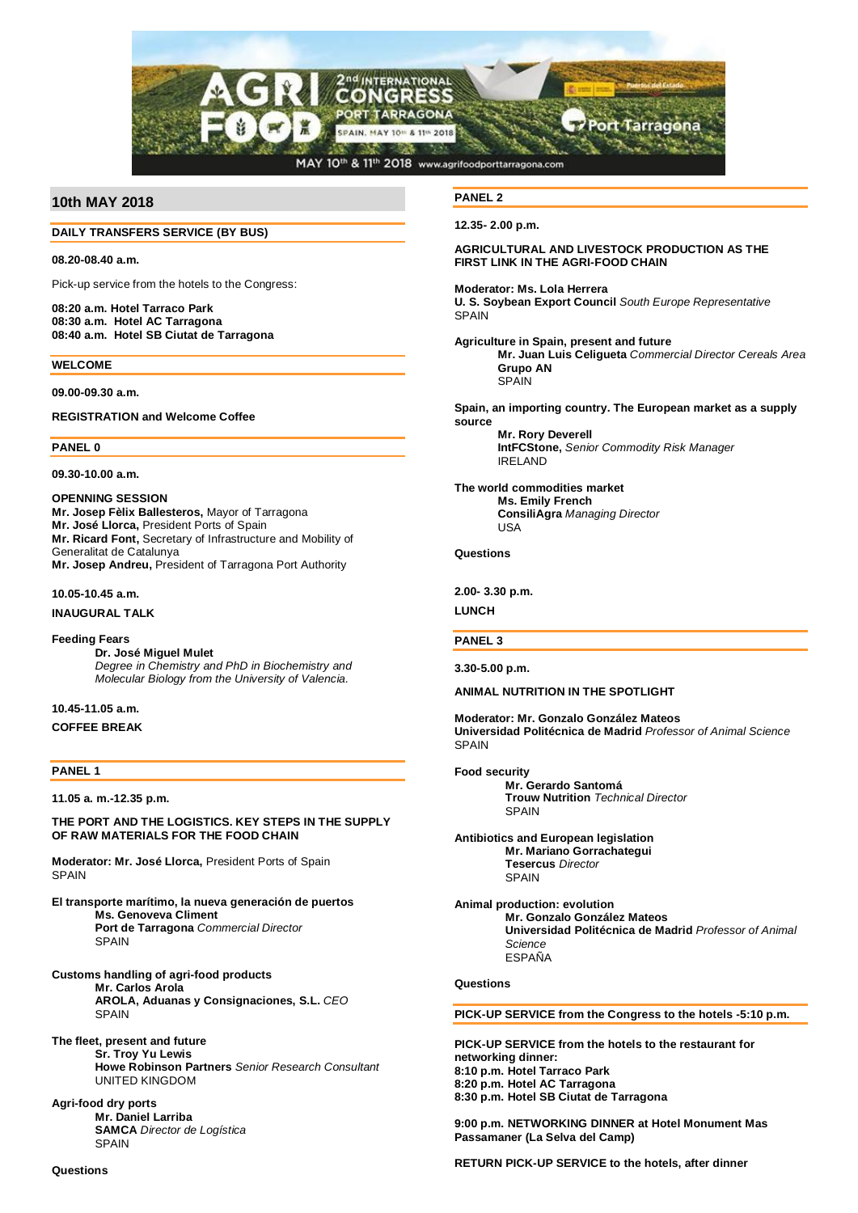# AGRI FOOD 2nd INTERNATIONAL CONGRESS PORT TARRAGONA

SPAIN, MAY 10th & 11th 2018

MAY 10th & 11th 2018 www.agrifoodporttarragona.com

## 10th MAY 2018

### DAILY TRANSFERS SERVICE (BY BUS)

**08.20-08.40 a.m.**

Pick-up service from the hotels to the Congress:

**08:20 a.m. Hotel Tarraco Park**
**08:30 a.m. Hotel AC Tarragona**
**08:40 a.m. Hotel SB Ciutat de Tarragona**

### WELCOME

**09.00-09.30 a.m.**

**REGISTRATION and Welcome Coffee**

### PANEL 0

**09.30-10.00 a.m.**

**OPENNING SESSION**
**Mr. Josep Fèlix Ballesteros,** Mayor of Tarragona
**Mr. José Llorca,** President Ports of Spain
**Mr. Ricard Font,** Secretary of Infrastructure and Mobility of Generalitat de Catalunya
**Mr. Josep Andreu,** President of Tarragona Port Authority

**10.05-10.45 a.m.**

**INAUGURAL TALK**

**Feeding Fears**
**Dr. José Miguel Mulet**
*Degree in Chemistry and PhD in Biochemistry and Molecular Biology from the University of Valencia.*

**10.45-11.05 a.m.**

**COFFEE BREAK**

### PANEL 1

**11.05 a. m.-12.35 p.m.**

**THE PORT AND THE LOGISTICS. KEY STEPS IN THE SUPPLY OF RAW MATERIALS FOR THE FOOD CHAIN**

**Moderator: Mr. José Llorca,** President Ports of Spain
SPAIN

**El transporte marítimo, la nueva generación de puertos**
**Ms. Genoveva Climent**
**Port de Tarragona** *Commercial Director*
SPAIN

**Customs handling of agri-food products**
**Mr. Carlos Arola**
**AROLA, Aduanas y Consignaciones, S.L.** *CEO*
SPAIN

**The fleet, present and future**
**Sr. Troy Yu Lewis**
**Howe Robinson Partners** *Senior Research Consultant*
UNITED KINGDOM

**Agri-food dry ports**
**Mr. Daniel Larriba**
**SAMCA** *Director de Logística*
SPAIN

**Questions**

### PANEL 2

**12.35- 2.00 p.m.**

**AGRICULTURAL AND LIVESTOCK PRODUCTION AS THE FIRST LINK IN THE AGRI-FOOD CHAIN**

**Moderator: Ms. Lola Herrera**
**U. S. Soybean Export Council** *South Europe Representative*
SPAIN

**Agriculture in Spain, present and future**
**Mr. Juan Luis Celigueta** *Commercial Director Cereals Area*
**Grupo AN**
SPAIN

**Spain, an importing country. The European market as a supply source**
**Mr. Rory Deverell**
**IntFCStone,** *Senior Commodity Risk Manager*
IRELAND

**The world commodities market**
**Ms. Emily French**
**ConsiliAgra** *Managing Director*
USA

**Questions**

**2.00- 3.30 p.m.**

**LUNCH**

### PANEL 3

**3.30-5.00 p.m.**

**ANIMAL NUTRITION IN THE SPOTLIGHT**

**Moderator: Mr. Gonzalo González Mateos**
**Universidad Politécnica de Madrid** *Professor of Animal Science*
SPAIN

**Food security**
**Mr. Gerardo Santomá**
**Trouw Nutrition** *Technical Director*
SPAIN

**Antibiotics and European legislation**
**Mr. Mariano Gorrachategui**
**Tesercus** *Director*
SPAIN

**Animal production: evolution**
**Mr. Gonzalo González Mateos**
**Universidad Politécnica de Madrid** *Professor of Animal Science*
ESPAÑA

**Questions**

### PICK-UP SERVICE from the Congress to the hotels -5:10 p.m.

**PICK-UP SERVICE from the hotels to the restaurant for networking dinner:**
**8:10 p.m. Hotel Tarraco Park**
**8:20 p.m. Hotel AC Tarragona**
**8:30 p.m. Hotel SB Ciutat de Tarragona**

**9:00 p.m. NETWORKING DINNER at Hotel Monument Mas Passamaner (La Selva del Camp)**

**RETURN PICK-UP SERVICE to the hotels, after dinner**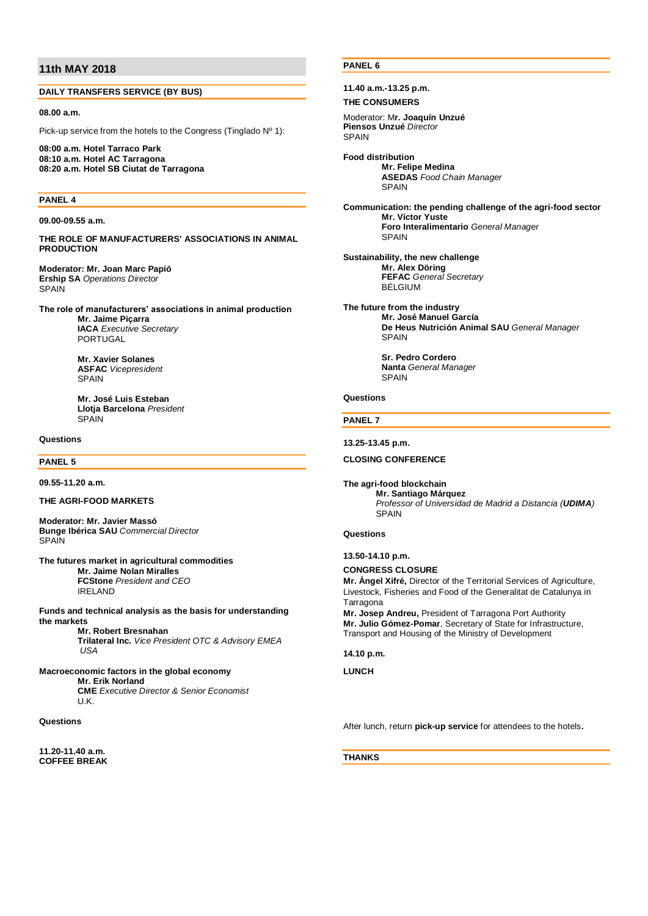## 11th MAY 2018

**DAILY TRANSFERS SERVICE (BY BUS)**

**08.00 a.m.**

Pick-up service from the hotels to the Congress (Tinglado Nº 1):

**08:00 a.m. Hotel Tarraco Park**
**08:10 a.m. Hotel AC Tarragona**
**08:20 a.m. Hotel SB Ciutat de Tarragona**

**PANEL 4**

**09.00-09.55 a.m.**

**THE ROLE OF MANUFACTURERS' ASSOCIATIONS IN ANIMAL PRODUCTION**

**Moderator: Mr. Joan Marc Papió**
**Ership SA** *Operations Director*
SPAIN

**The role of manufacturers' associations in animal production**

**Mr. Jaime Piçarra**
**IACA** *Executive Secretary*
PORTUGAL

**Mr. Xavier Solanes**
**ASFAC** *Vicepresident*
SPAIN

**Mr. José Luis Esteban**
**Llotja Barcelona** *President*
SPAIN

**Questions**

**PANEL 5**

**09.55-11.20 a.m.**

**THE AGRI-FOOD MARKETS**

**Moderator: Mr. Javier Massó**
**Bunge Ibérica SAU** *Commercial Director*
SPAIN

**The futures market in agricultural commodities**

**Mr. Jaime Nolan Miralles**
**FCStone** *President and CEO*
IRELAND

**Funds and technical analysis as the basis for understanding the markets**

**Mr. Robert Bresnahan**
**Trilateral Inc.** *Vice President OTC & Advisory EMEA*
*USA*

**Macroeconomic factors in the global economy**

**Mr. Erik Norland**
**CME** *Executive Director & Senior Economist*
U.K.

**Questions**

**11.20-11.40 a.m.**
**COFFEE BREAK**

**PANEL 6**

**11.40 a.m.-13.25 p.m.**

**THE CONSUMERS**

Moderator: M**r. Joaquín Unzué**
**Piensos Unzué** *Director*
SPAIN

**Food distribution**

**Mr. Felipe Medina**
**ASEDAS** *Food Chain Manager*
SPAIN

**Communication: the pending challenge of the agri-food sector**

**Mr. Víctor Yuste**
**Foro Interalimentario** *General Manager*
SPAIN

**Sustainability, the new challenge**

**Mr. Alex Döring**
**FEFAC** *General Secretary*
BÉLGIUM

**The future from the industry**

**Mr. José Manuel García**
**De Heus Nutrición Animal SAU** *General Manager*
SPAIN

**Sr. Pedro Cordero**
**Nanta** *General Manager*
SPAIN

**Questions**

**PANEL 7**

**13.25-13.45 p.m.**

**CLOSING CONFERENCE**

**The agri-food blockchain**

**Mr. Santiago Márquez**
*Professor of Universidad de Madrid a Distancia (**UDIMA**)*
SPAIN

**Questions**

**13.50-14.10 p.m.**

**CONGRESS CLOSURE**

**Mr. Àngel Xifré,** Director of the Territorial Services of Agriculture, Livestock, Fisheries and Food of the Generalitat de Catalunya in Tarragona
**Mr. Josep Andreu,** President of Tarragona Port Authority
**Mr. Julio Gómez-Pomar**, Secretary of State for Infrastructure, Transport and Housing of the Ministry of Development

**14.10 p.m.**

**LUNCH**

After lunch, return **pick-up service** for attendees to the hotels**.**

**THANKS**